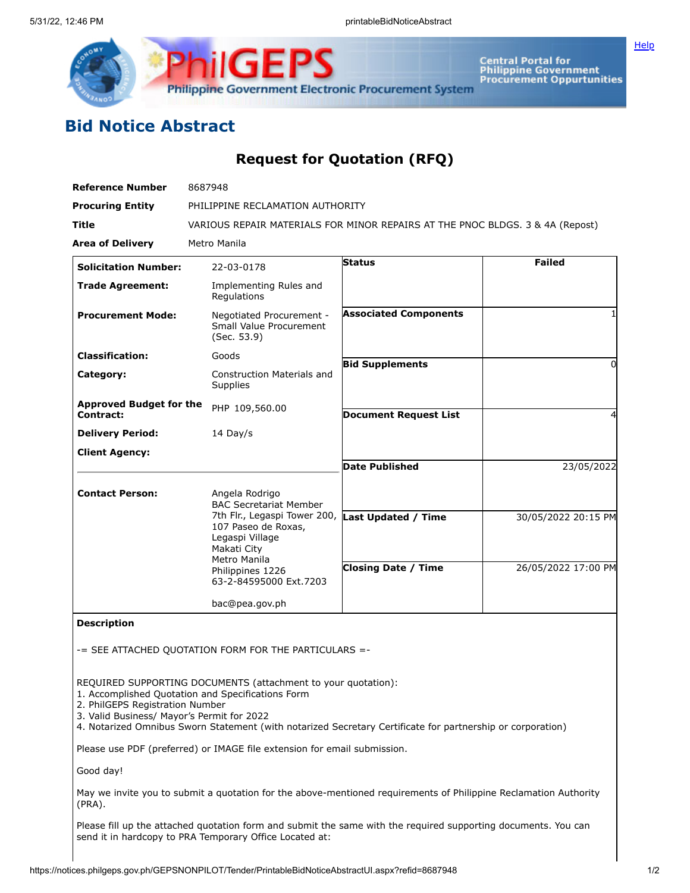# Bid Notice Abstract

## Request for Quotation (RFQ)

| | |
|---|---|
| **Reference Number** | 8687948 |
| **Procuring Entity** | PHILIPPINE RECLAMATION AUTHORITY |
| **Title** | VARIOUS REPAIR MATERIALS FOR MINOR REPAIRS AT THE PNOC BLDGS. 3 & 4A (Repost) |
| **Area of Delivery** | Metro Manila |

| | | | |
|---|---|---|---|
| **Solicitation Number:** | 22-03-0178 | **Status** | **Failed** |
| **Trade Agreement:** | Implementing Rules and Regulations | | |
| **Procurement Mode:** | Negotiated Procurement - Small Value Procurement (Sec. 53.9) | **Associated Components** | 1 |
| **Classification:** | Goods | | |
| **Category:** | Construction Materials and Supplies | **Bid Supplements** | 0 |
| **Approved Budget for the Contract:** | PHP 109,560.00 | | |
| **Delivery Period:** | 14 Day/s | **Document Request List** | 4 |
| **Client Agency:** | | | |
| | | **Date Published** | 23/05/2022 |
| **Contact Person:** | Angela Rodrigo<br>BAC Secretariat Member<br>7th Flr., Legaspi Tower 200, 107 Paseo de Roxas, Legaspi Village<br>Makati City<br>Metro Manila<br>Philippines 1226<br>63-2-84595000 Ext.7203<br><br>bac@pea.gov.ph | **Last Updated / Time** | 30/05/2022 20:15 PM |
| | | **Closing Date / Time** | 26/05/2022 17:00 PM |

**Description**

-= SEE ATTACHED QUOTATION FORM FOR THE PARTICULARS =-

REQUIRED SUPPORTING DOCUMENTS (attachment to your quotation):
1. Accomplished Quotation and Specifications Form
2. PhilGEPS Registration Number
3. Valid Business/ Mayor's Permit for 2022
4. Notarized Omnibus Sworn Statement (with notarized Secretary Certificate for partnership or corporation)

Please use PDF (preferred) or IMAGE file extension for email submission.

Good day!

May we invite you to submit a quotation for the above-mentioned requirements of Philippine Reclamation Authority (PRA).

Please fill up the attached quotation form and submit the same with the required supporting documents. You can send it in hardcopy to PRA Temporary Office Located at: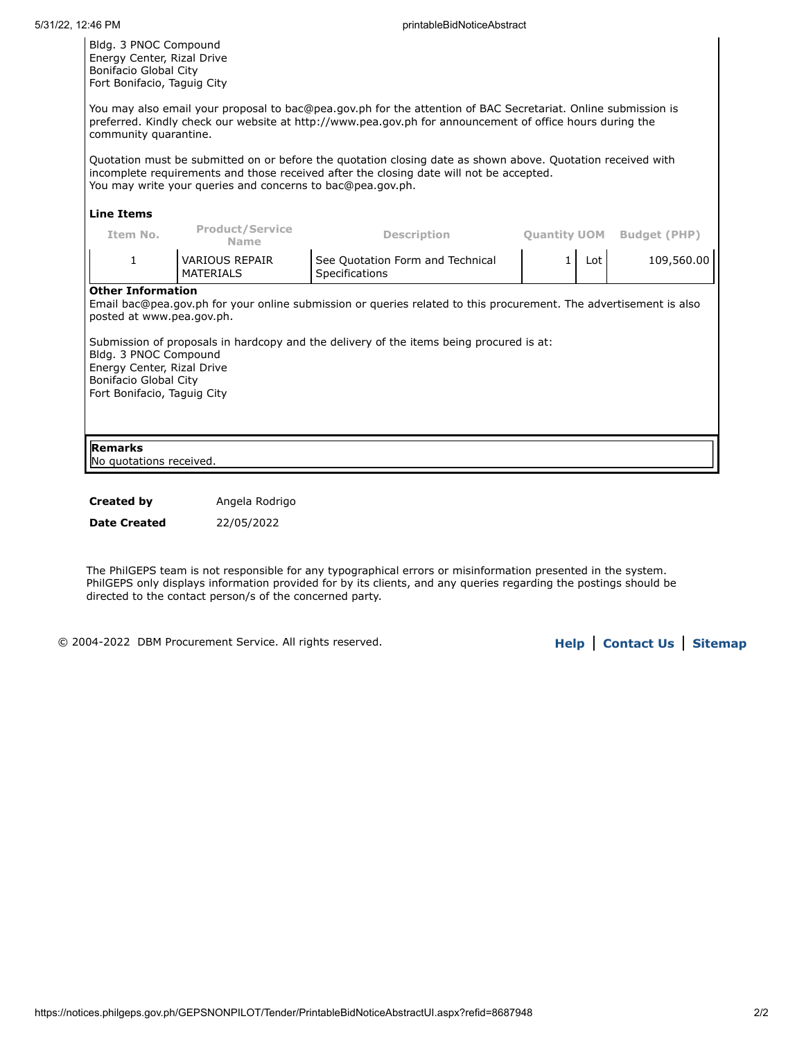Bldg. 3 PNOC Compound
Energy Center, Rizal Drive
Bonifacio Global City
Fort Bonifacio, Taguig City

You may also email your proposal to bac@pea.gov.ph for the attention of BAC Secretariat. Online submission is preferred. Kindly check our website at http://www.pea.gov.ph for announcement of office hours during the community quarantine.

Quotation must be submitted on or before the quotation closing date as shown above. Quotation received with incomplete requirements and those received after the closing date will not be accepted.
You may write your queries and concerns to bac@pea.gov.ph.

**Line Items**

| Item No. | Product/Service Name | Description | Quantity | UOM | Budget (PHP) |
|---|---|---|---|---|---|
| 1 | VARIOUS REPAIR MATERIALS | See Quotation Form and Technical Specifications | 1 | Lot | 109,560.00 |

**Other Information**

Email bac@pea.gov.ph for your online submission or queries related to this procurement. The advertisement is also posted at www.pea.gov.ph.

Submission of proposals in hardcopy and the delivery of the items being procured is at:
Bldg. 3 PNOC Compound
Energy Center, Rizal Drive
Bonifacio Global City
Fort Bonifacio, Taguig City

**Remarks**

No quotations received.

**Created by** Angela Rodrigo

**Date Created** 22/05/2022

The PhilGEPS team is not responsible for any typographical errors or misinformation presented in the system. PhilGEPS only displays information provided for by its clients, and any queries regarding the postings should be directed to the contact person/s of the concerned party.

© 2004-2022 DBM Procurement Service. All rights reserved.

Help | Contact Us | Sitemap